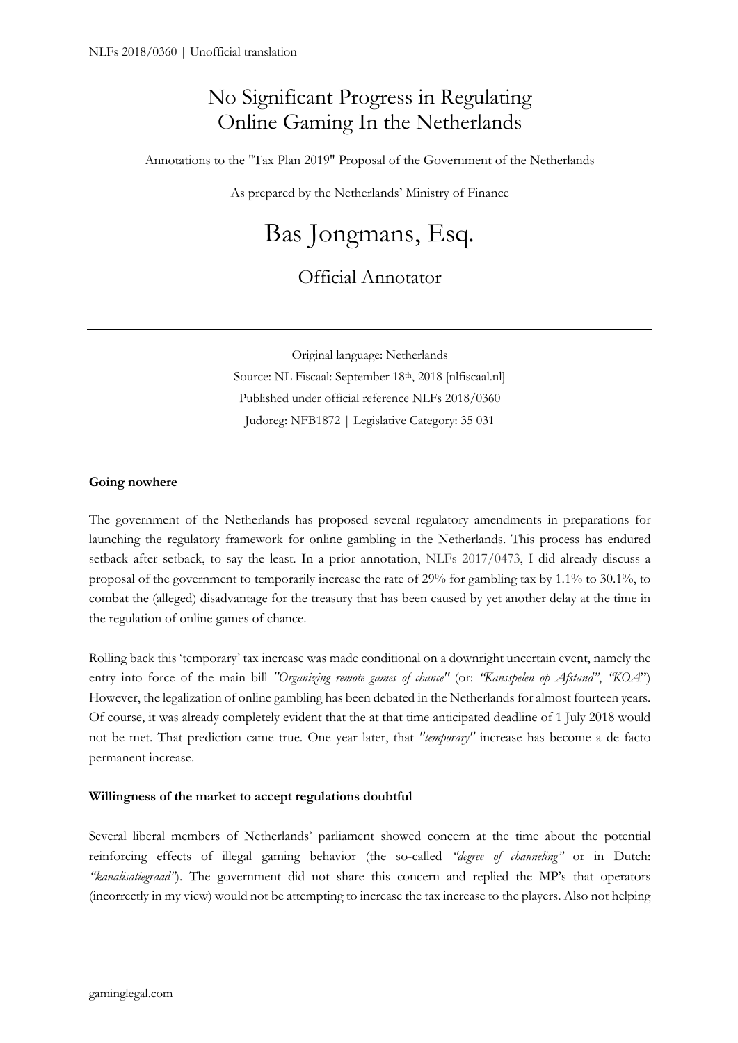# No Significant Progress in Regulating Online Gaming In the Netherlands

Annotations to the "Tax Plan 2019" Proposal of the Government of the Netherlands

As prepared by the Netherlands' Ministry of Finance

## Bas Jongmans, Esq.

Official Annotator

---

Original language: Netherlands
Source: NL Fiscaal: September 18th, 2018 [nlfiscaal.nl]
Published under official reference NLFs 2018/0360
Judoreg: NFB1872 | Legislative Category: 35 031

**Going nowhere**

The government of the Netherlands has proposed several regulatory amendments in preparations for launching the regulatory framework for online gambling in the Netherlands. This process has endured setback after setback, to say the least. In a prior annotation, NLFs 2017/0473, I did already discuss a proposal of the government to temporarily increase the rate of 29% for gambling tax by 1.1% to 30.1%, to combat the (alleged) disadvantage for the treasury that has been caused by yet another delay at the time in the regulation of online games of chance.

Rolling back this 'temporary' tax increase was made conditional on a downright uncertain event, namely the entry into force of the main bill *"Organizing remote games of chance"* (or: *"Kansspelen op Afstand"*, *"KOA"*) However, the legalization of online gambling has been debated in the Netherlands for almost fourteen years. Of course, it was already completely evident that the at that time anticipated deadline of 1 July 2018 would not be met. That prediction came true. One year later, that *"temporary"* increase has become a de facto permanent increase.

**Willingness of the market to accept regulations doubtful**

Several liberal members of Netherlands' parliament showed concern at the time about the potential reinforcing effects of illegal gaming behavior (the so-called *"degree of channeling"* or in Dutch: *"kanalisatiegraad"*). The government did not share this concern and replied the MP's that operators (incorrectly in my view) would not be attempting to increase the tax increase to the players. Also not helping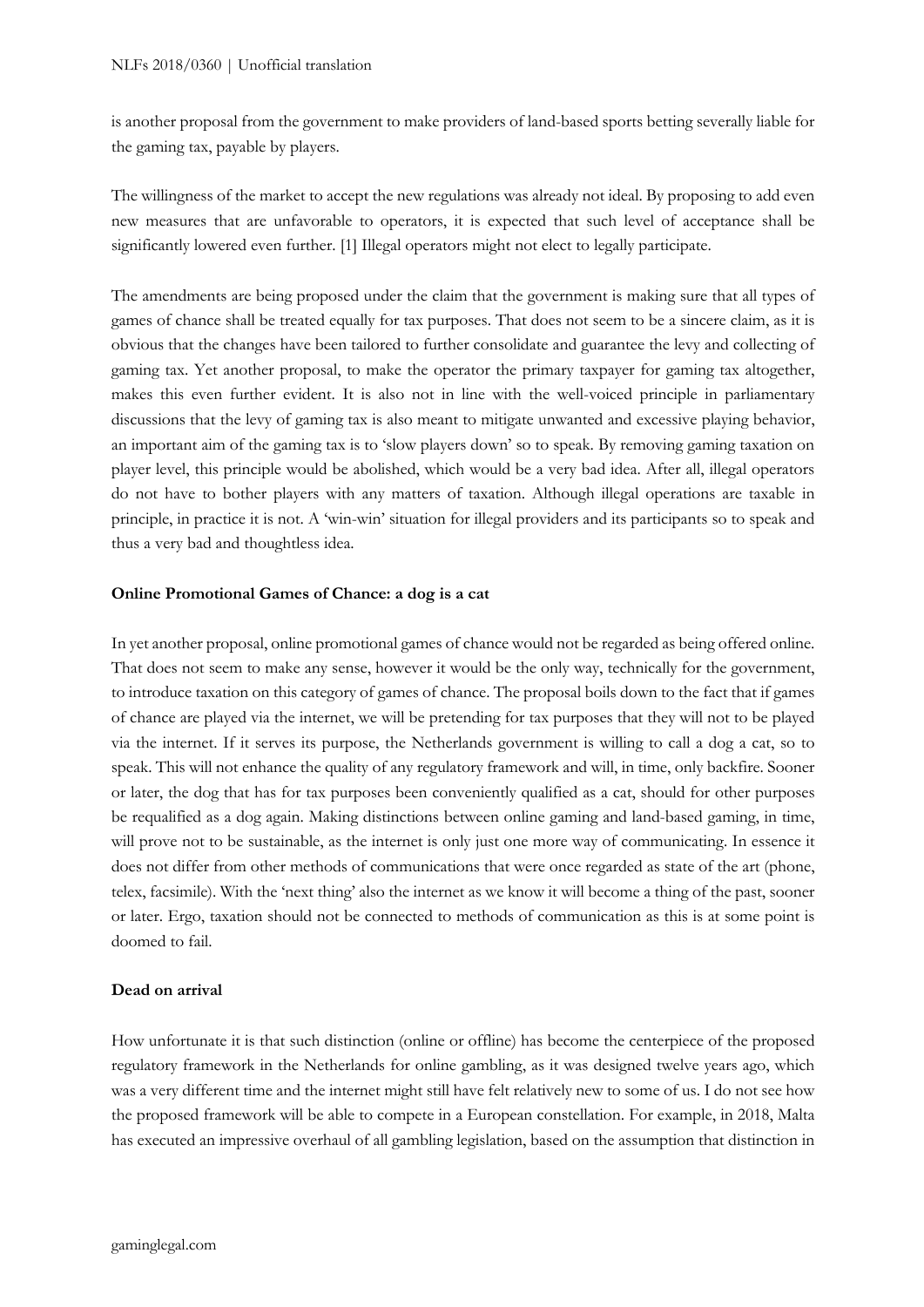is another proposal from the government to make providers of land-based sports betting severally liable for the gaming tax, payable by players.

The willingness of the market to accept the new regulations was already not ideal. By proposing to add even new measures that are unfavorable to operators, it is expected that such level of acceptance shall be significantly lowered even further. [1] Illegal operators might not elect to legally participate.

The amendments are being proposed under the claim that the government is making sure that all types of games of chance shall be treated equally for tax purposes. That does not seem to be a sincere claim, as it is obvious that the changes have been tailored to further consolidate and guarantee the levy and collecting of gaming tax. Yet another proposal, to make the operator the primary taxpayer for gaming tax altogether, makes this even further evident. It is also not in line with the well-voiced principle in parliamentary discussions that the levy of gaming tax is also meant to mitigate unwanted and excessive playing behavior, an important aim of the gaming tax is to 'slow players down' so to speak. By removing gaming taxation on player level, this principle would be abolished, which would be a very bad idea. After all, illegal operators do not have to bother players with any matters of taxation. Although illegal operations are taxable in principle, in practice it is not. A 'win-win' situation for illegal providers and its participants so to speak and thus a very bad and thoughtless idea.

### Online Promotional Games of Chance: a dog is a cat

In yet another proposal, online promotional games of chance would not be regarded as being offered online. That does not seem to make any sense, however it would be the only way, technically for the government, to introduce taxation on this category of games of chance. The proposal boils down to the fact that if games of chance are played via the internet, we will be pretending for tax purposes that they will not to be played via the internet. If it serves its purpose, the Netherlands government is willing to call a dog a cat, so to speak. This will not enhance the quality of any regulatory framework and will, in time, only backfire. Sooner or later, the dog that has for tax purposes been conveniently qualified as a cat, should for other purposes be requalified as a dog again. Making distinctions between online gaming and land-based gaming, in time, will prove not to be sustainable, as the internet is only just one more way of communicating. In essence it does not differ from other methods of communications that were once regarded as state of the art (phone, telex, facsimile). With the 'next thing' also the internet as we know it will become a thing of the past, sooner or later. Ergo, taxation should not be connected to methods of communication as this is at some point is doomed to fail.

### Dead on arrival

How unfortunate it is that such distinction (online or offline) has become the centerpiece of the proposed regulatory framework in the Netherlands for online gambling, as it was designed twelve years ago, which was a very different time and the internet might still have felt relatively new to some of us. I do not see how the proposed framework will be able to compete in a European constellation. For example, in 2018, Malta has executed an impressive overhaul of all gambling legislation, based on the assumption that distinction in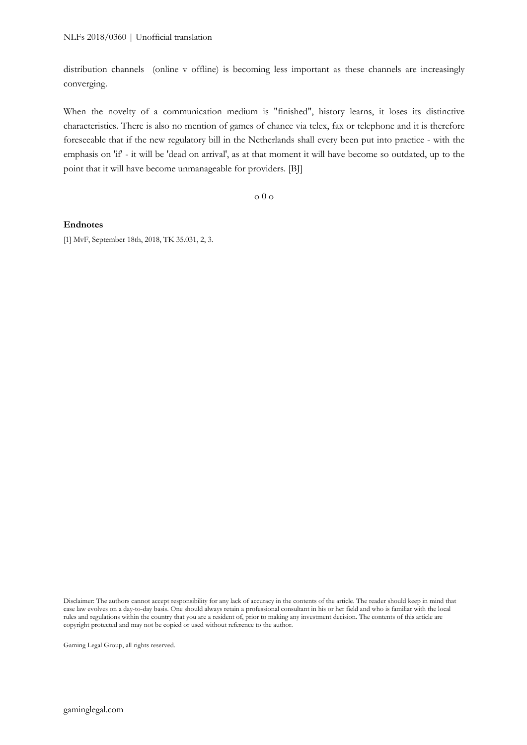distribution channels (online v offline) is becoming less important as these channels are increasingly converging.

When the novelty of a communication medium is "finished", history learns, it loses its distinctive characteristics. There is also no mention of games of chance via telex, fax or telephone and it is therefore foreseeable that if the new regulatory bill in the Netherlands shall every been put into practice - with the emphasis on 'if' - it will be 'dead on arrival', as at that moment it will have become so outdated, up to the point that it will have become unmanageable for providers. [BJ]

o 0 o

**Endnotes**

[1] MvF, September 18th, 2018, TK 35.031, 2, 3.

Disclaimer: The authors cannot accept responsibility for any lack of accuracy in the contents of the article. The reader should keep in mind that case law evolves on a day-to-day basis. One should always retain a professional consultant in his or her field and who is familiar with the local rules and regulations within the country that you are a resident of, prior to making any investment decision. The contents of this article are copyright protected and may not be copied or used without reference to the author.

Gaming Legal Group, all rights reserved.